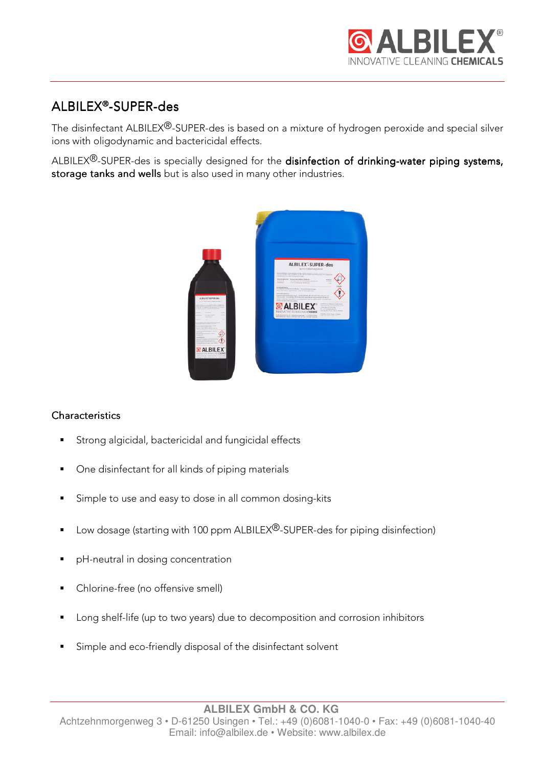## ALBILEX®-SUPER-des

The disinfectant ALBILEX®-SUPER-des is based on a mixture of hydrogen peroxide and special silver ions with oligodynamic and bactericidal effects.

ALBILEX®-SUPER-des is specially designed for the **disinfection of drinking-water piping systems, storage tanks and wells** but is also used in many other industries.

### Characteristics

- Strong algicidal, bactericidal and fungicidal effects
- One disinfectant for all kinds of piping materials
- Simple to use and easy to dose in all common dosing-kits
- Low dosage (starting with 100 ppm ALBILEX®-SUPER-des for piping disinfection)
- pH-neutral in dosing concentration
- Chlorine-free (no offensive smell)
- Long shelf-life (up to two years) due to decomposition and corrosion inhibitors
- Simple and eco-friendly disposal of the disinfectant solvent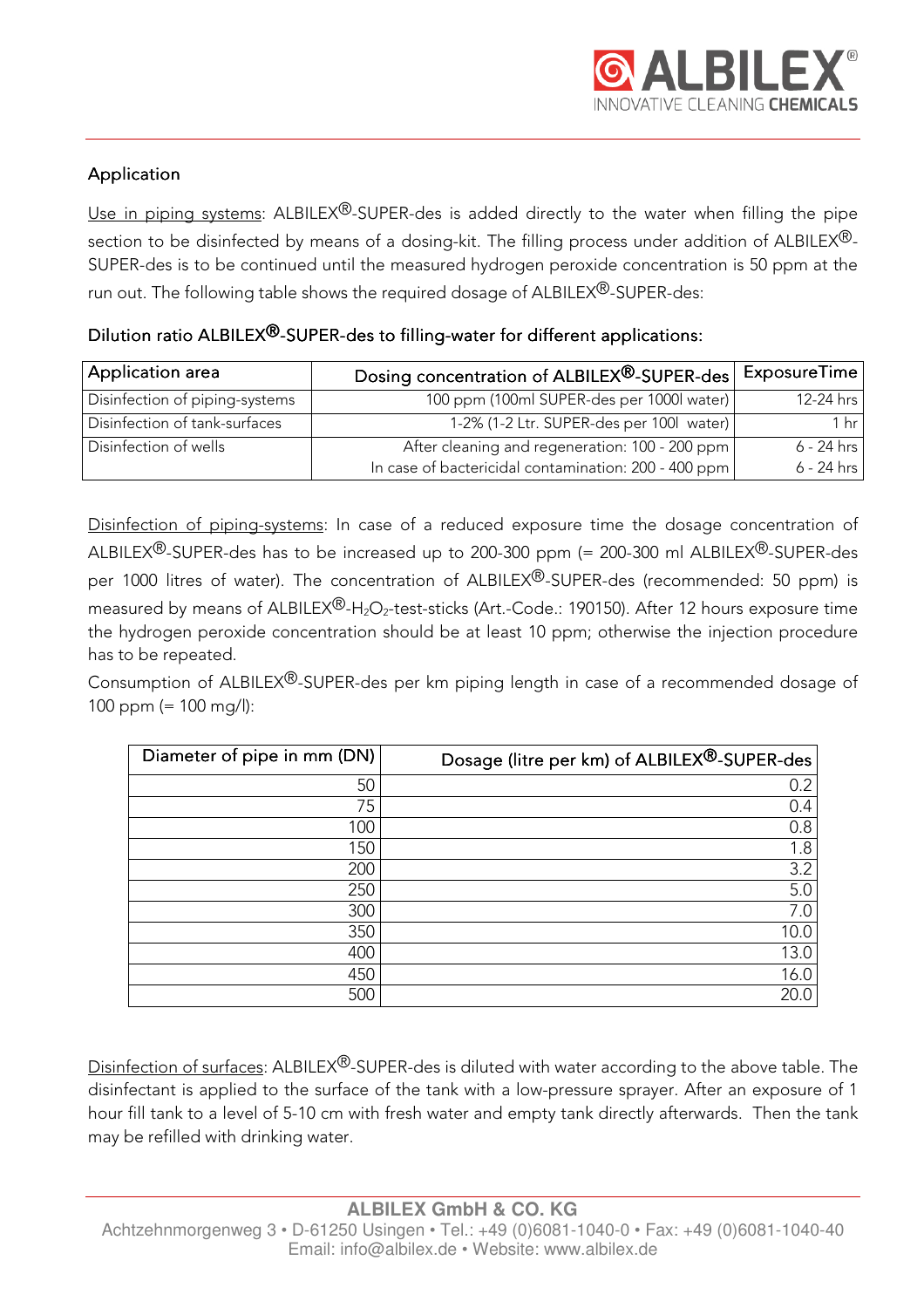## Application

Use in piping systems: ALBILEX®-SUPER-des is added directly to the water when filling the pipe section to be disinfected by means of a dosing-kit. The filling process under addition of ALBILEX®-SUPER-des is to be continued until the measured hydrogen peroxide concentration is 50 ppm at the run out. The following table shows the required dosage of ALBILEX®-SUPER-des:

### Dilution ratio ALBILEX®-SUPER-des to filling-water for different applications:

| Application area | Dosing concentration of ALBILEX®-SUPER-des | ExposureTime |
|---|---|---|
| Disinfection of piping-systems | 100 ppm (100ml SUPER-des per 1000l water) | 12-24 hrs |
| Disinfection of tank-surfaces | 1-2% (1-2 Ltr. SUPER-des per 100l water) | 1 hr |
| Disinfection of wells | After cleaning and regeneration: 100 - 200 ppm | 6 - 24 hrs |
| | In case of bactericidal contamination: 200 - 400 ppm | 6 - 24 hrs |

Disinfection of piping-systems: In case of a reduced exposure time the dosage concentration of ALBILEX®-SUPER-des has to be increased up to 200-300 ppm (= 200-300 ml ALBILEX®-SUPER-des per 1000 litres of water). The concentration of ALBILEX®-SUPER-des (recommended: 50 ppm) is measured by means of ALBILEX®-$H_2O_2$-test-sticks (Art.-Code.: 190150). After 12 hours exposure time the hydrogen peroxide concentration should be at least 10 ppm; otherwise the injection procedure has to be repeated.

Consumption of ALBILEX®-SUPER-des per km piping length in case of a recommended dosage of 100 ppm (= 100 mg/l):

| Diameter of pipe in mm (DN) | Dosage (litre per km) of ALBILEX®-SUPER-des |
|---|---|
| 50 | 0.2 |
| 75 | 0.4 |
| 100 | 0.8 |
| 150 | 1.8 |
| 200 | 3.2 |
| 250 | 5.0 |
| 300 | 7.0 |
| 350 | 10.0 |
| 400 | 13.0 |
| 450 | 16.0 |
| 500 | 20.0 |

Disinfection of surfaces: ALBILEX®-SUPER-des is diluted with water according to the above table. The disinfectant is applied to the surface of the tank with a low-pressure sprayer. After an exposure of 1 hour fill tank to a level of 5-10 cm with fresh water and empty tank directly afterwards. Then the tank may be refilled with drinking water.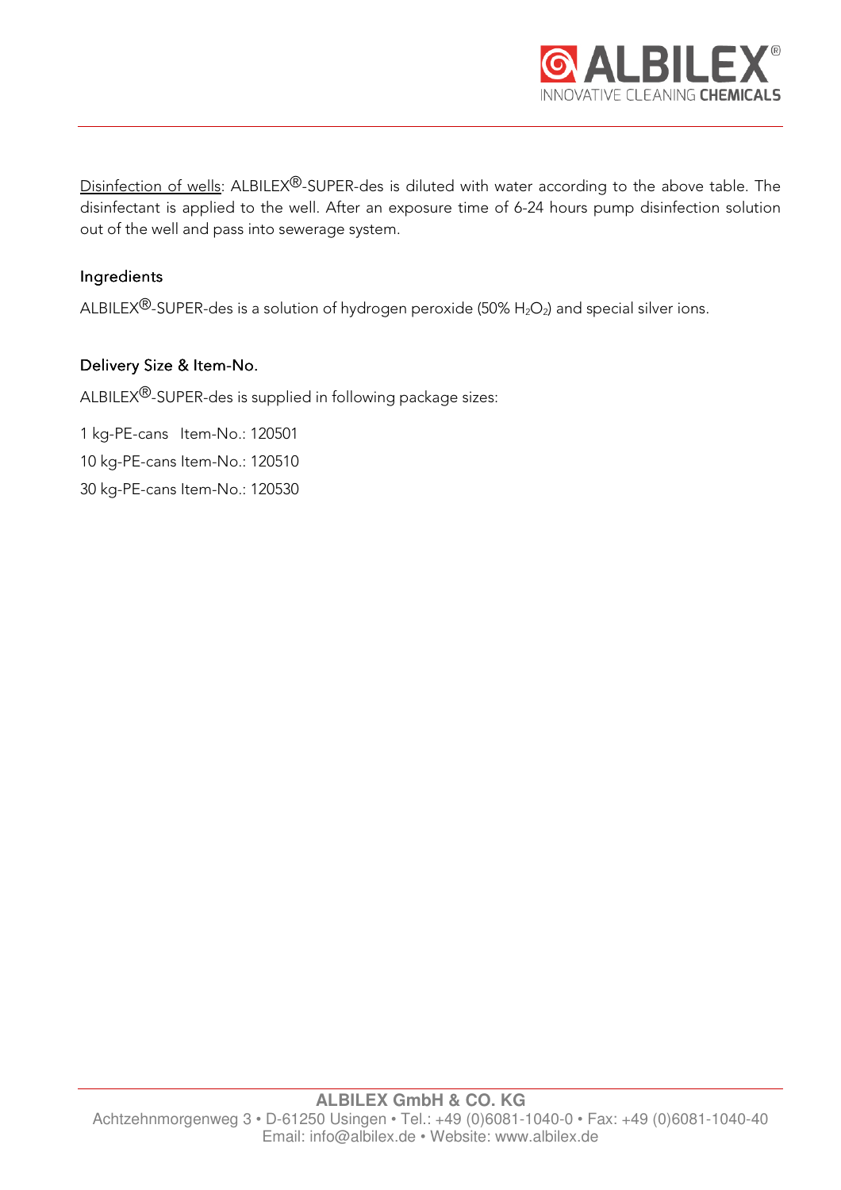<u>Disinfection of wells</u>: ALBILEX®-SUPER-des is diluted with water according to the above table. The disinfectant is applied to the well. After an exposure time of 6-24 hours pump disinfection solution out of the well and pass into sewerage system.

## Ingredients

ALBILEX®-SUPER-des is a solution of hydrogen peroxide (50% $H_2O_2$) and special silver ions.

## Delivery Size & Item-No.

ALBILEX®-SUPER-des is supplied in following package sizes:

1 kg-PE-cans Item-No.: 120501

10 kg-PE-cans Item-No.: 120510

30 kg-PE-cans Item-No.: 120530